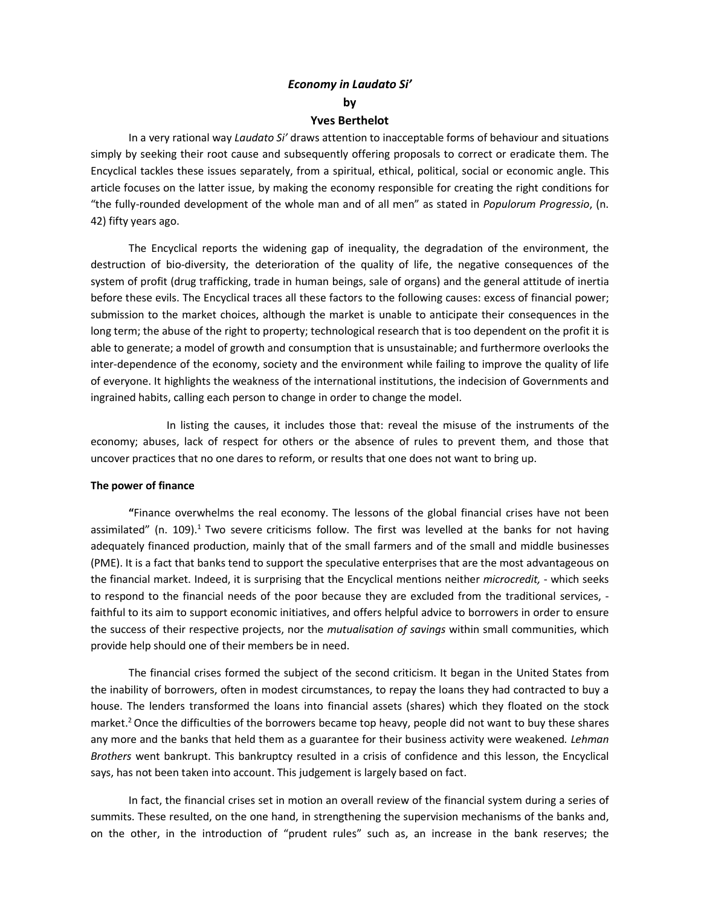***Economy in Laudato Si'***

**by**

**Yves Berthelot**

In a very rational way *Laudato Si'* draws attention to inacceptable forms of behaviour and situations simply by seeking their root cause and subsequently offering proposals to correct or eradicate them. The Encyclical tackles these issues separately, from a spiritual, ethical, political, social or economic angle. This article focuses on the latter issue, by making the economy responsible for creating the right conditions for "the fully-rounded development of the whole man and of all men" as stated in *Populorum Progressio*, (n. 42) fifty years ago.

The Encyclical reports the widening gap of inequality, the degradation of the environment, the destruction of bio-diversity, the deterioration of the quality of life, the negative consequences of the system of profit (drug trafficking, trade in human beings, sale of organs) and the general attitude of inertia before these evils. The Encyclical traces all these factors to the following causes: excess of financial power; submission to the market choices, although the market is unable to anticipate their consequences in the long term; the abuse of the right to property; technological research that is too dependent on the profit it is able to generate; a model of growth and consumption that is unsustainable; and furthermore overlooks the inter-dependence of the economy, society and the environment while failing to improve the quality of life of everyone. It highlights the weakness of the international institutions, the indecision of Governments and ingrained habits, calling each person to change in order to change the model.

In listing the causes, it includes those that: reveal the misuse of the instruments of the economy; abuses, lack of respect for others or the absence of rules to prevent them, and those that uncover practices that no one dares to reform, or results that one does not want to bring up.

**The power of finance**

**"**Finance overwhelms the real economy. The lessons of the global financial crises have not been assimilated" (n. 109).[1] Two severe criticisms follow. The first was levelled at the banks for not having adequately financed production, mainly that of the small farmers and of the small and middle businesses (PME). It is a fact that banks tend to support the speculative enterprises that are the most advantageous on the financial market. Indeed, it is surprising that the Encyclical mentions neither *microcredit,* - which seeks to respond to the financial needs of the poor because they are excluded from the traditional services, - faithful to its aim to support economic initiatives, and offers helpful advice to borrowers in order to ensure the success of their respective projects, nor the *mutualisation of savings* within small communities, which provide help should one of their members be in need.

The financial crises formed the subject of the second criticism. It began in the United States from the inability of borrowers, often in modest circumstances, to repay the loans they had contracted to buy a house. The lenders transformed the loans into financial assets (shares) which they floated on the stock market.[2] Once the difficulties of the borrowers became top heavy, people did not want to buy these shares any more and the banks that held them as a guarantee for their business activity were weakened*. Lehman Brothers* went bankrupt. This bankruptcy resulted in a crisis of confidence and this lesson, the Encyclical says, has not been taken into account. This judgement is largely based on fact.

In fact, the financial crises set in motion an overall review of the financial system during a series of summits. These resulted, on the one hand, in strengthening the supervision mechanisms of the banks and, on the other, in the introduction of "prudent rules" such as, an increase in the bank reserves; the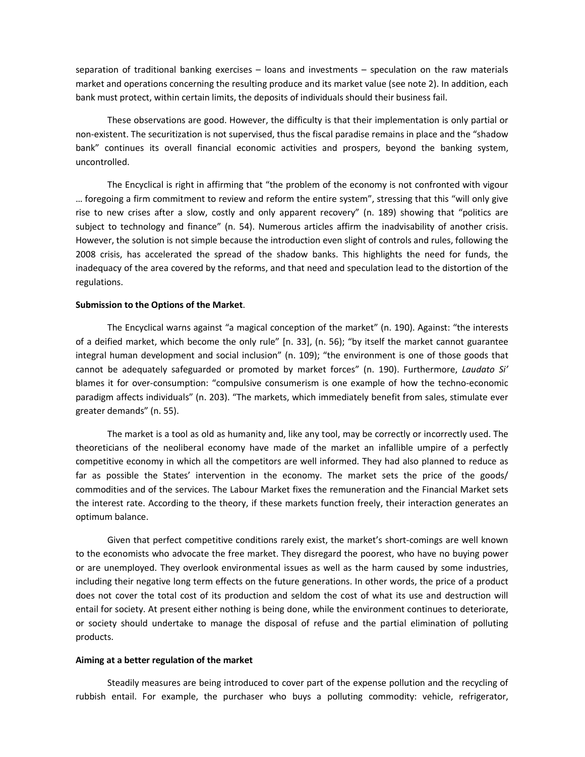separation of traditional banking exercises – loans and investments – speculation on the raw materials market and operations concerning the resulting produce and its market value (see note 2). In addition, each bank must protect, within certain limits, the deposits of individuals should their business fail.

These observations are good. However, the difficulty is that their implementation is only partial or non-existent. The securitization is not supervised, thus the fiscal paradise remains in place and the "shadow bank" continues its overall financial economic activities and prospers, beyond the banking system, uncontrolled.

The Encyclical is right in affirming that "the problem of the economy is not confronted with vigour … foregoing a firm commitment to review and reform the entire system", stressing that this "will only give rise to new crises after a slow, costly and only apparent recovery" (n. 189) showing that "politics are subject to technology and finance" (n. 54). Numerous articles affirm the inadvisability of another crisis. However, the solution is not simple because the introduction even slight of controls and rules, following the 2008 crisis, has accelerated the spread of the shadow banks. This highlights the need for funds, the inadequacy of the area covered by the reforms, and that need and speculation lead to the distortion of the regulations.

**Submission to the Options of the Market**.

The Encyclical warns against "a magical conception of the market" (n. 190). Against: "the interests of a deified market, which become the only rule" [n. 33], (n. 56); "by itself the market cannot guarantee integral human development and social inclusion" (n. 109); "the environment is one of those goods that cannot be adequately safeguarded or promoted by market forces" (n. 190). Furthermore, *Laudato Si'* blames it for over-consumption: "compulsive consumerism is one example of how the techno-economic paradigm affects individuals" (n. 203). "The markets, which immediately benefit from sales, stimulate ever greater demands" (n. 55).

The market is a tool as old as humanity and, like any tool, may be correctly or incorrectly used. The theoreticians of the neoliberal economy have made of the market an infallible umpire of a perfectly competitive economy in which all the competitors are well informed. They had also planned to reduce as far as possible the States' intervention in the economy. The market sets the price of the goods/ commodities and of the services. The Labour Market fixes the remuneration and the Financial Market sets the interest rate. According to the theory, if these markets function freely, their interaction generates an optimum balance.

Given that perfect competitive conditions rarely exist, the market's short-comings are well known to the economists who advocate the free market. They disregard the poorest, who have no buying power or are unemployed. They overlook environmental issues as well as the harm caused by some industries, including their negative long term effects on the future generations. In other words, the price of a product does not cover the total cost of its production and seldom the cost of what its use and destruction will entail for society. At present either nothing is being done, while the environment continues to deteriorate, or society should undertake to manage the disposal of refuse and the partial elimination of polluting products.

**Aiming at a better regulation of the market**

Steadily measures are being introduced to cover part of the expense pollution and the recycling of rubbish entail. For example, the purchaser who buys a polluting commodity: vehicle, refrigerator,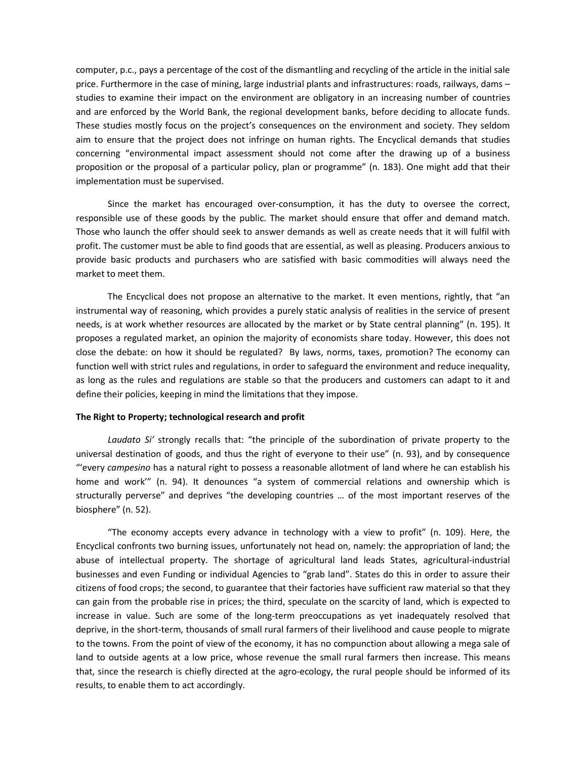computer, p.c., pays a percentage of the cost of the dismantling and recycling of the article in the initial sale price. Furthermore in the case of mining, large industrial plants and infrastructures: roads, railways, dams – studies to examine their impact on the environment are obligatory in an increasing number of countries and are enforced by the World Bank, the regional development banks, before deciding to allocate funds. These studies mostly focus on the project's consequences on the environment and society. They seldom aim to ensure that the project does not infringe on human rights. The Encyclical demands that studies concerning "environmental impact assessment should not come after the drawing up of a business proposition or the proposal of a particular policy, plan or programme" (n. 183). One might add that their implementation must be supervised.

Since the market has encouraged over-consumption, it has the duty to oversee the correct, responsible use of these goods by the public. The market should ensure that offer and demand match. Those who launch the offer should seek to answer demands as well as create needs that it will fulfil with profit. The customer must be able to find goods that are essential, as well as pleasing. Producers anxious to provide basic products and purchasers who are satisfied with basic commodities will always need the market to meet them.

The Encyclical does not propose an alternative to the market. It even mentions, rightly, that "an instrumental way of reasoning, which provides a purely static analysis of realities in the service of present needs, is at work whether resources are allocated by the market or by State central planning" (n. 195). It proposes a regulated market, an opinion the majority of economists share today. However, this does not close the debate: on how it should be regulated? By laws, norms, taxes, promotion? The economy can function well with strict rules and regulations, in order to safeguard the environment and reduce inequality, as long as the rules and regulations are stable so that the producers and customers can adapt to it and define their policies, keeping in mind the limitations that they impose.

**The Right to Property; technological research and profit**

*Laudato Si'* strongly recalls that: "the principle of the subordination of private property to the universal destination of goods, and thus the right of everyone to their use" (n. 93), and by consequence "'every *campesino* has a natural right to possess a reasonable allotment of land where he can establish his home and work'" (n. 94). It denounces "a system of commercial relations and ownership which is structurally perverse" and deprives "the developing countries … of the most important reserves of the biosphere" (n. 52).

"The economy accepts every advance in technology with a view to profit" (n. 109). Here, the Encyclical confronts two burning issues, unfortunately not head on, namely: the appropriation of land; the abuse of intellectual property. The shortage of agricultural land leads States, agricultural-industrial businesses and even Funding or individual Agencies to "grab land". States do this in order to assure their citizens of food crops; the second, to guarantee that their factories have sufficient raw material so that they can gain from the probable rise in prices; the third, speculate on the scarcity of land, which is expected to increase in value. Such are some of the long-term preoccupations as yet inadequately resolved that deprive, in the short-term, thousands of small rural farmers of their livelihood and cause people to migrate to the towns. From the point of view of the economy, it has no compunction about allowing a mega sale of land to outside agents at a low price, whose revenue the small rural farmers then increase. This means that, since the research is chiefly directed at the agro-ecology, the rural people should be informed of its results, to enable them to act accordingly.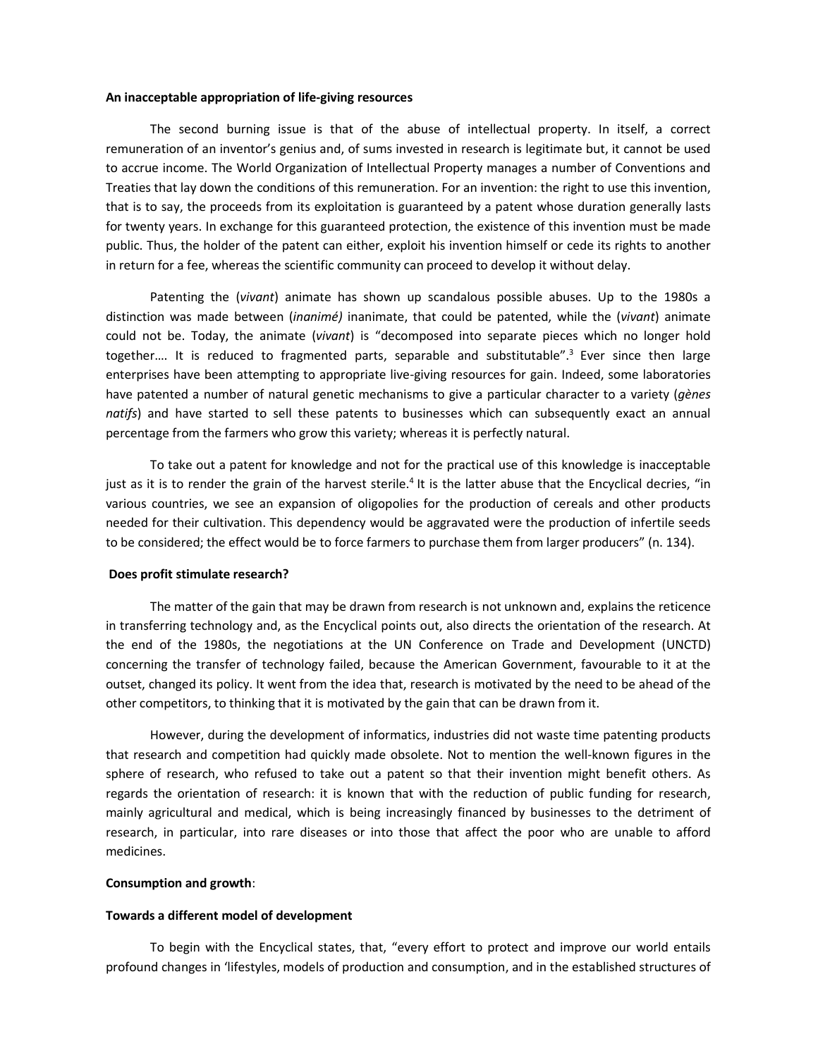**An inacceptable appropriation of life-giving resources**

The second burning issue is that of the abuse of intellectual property. In itself, a correct remuneration of an inventor's genius and, of sums invested in research is legitimate but, it cannot be used to accrue income. The World Organization of Intellectual Property manages a number of Conventions and Treaties that lay down the conditions of this remuneration. For an invention: the right to use this invention, that is to say, the proceeds from its exploitation is guaranteed by a patent whose duration generally lasts for twenty years. In exchange for this guaranteed protection, the existence of this invention must be made public. Thus, the holder of the patent can either, exploit his invention himself or cede its rights to another in return for a fee, whereas the scientific community can proceed to develop it without delay.

Patenting the (*vivant*) animate has shown up scandalous possible abuses. Up to the 1980s a distinction was made between (*inanimé)* inanimate, that could be patented, while the (*vivant*) animate could not be. Today, the animate (*vivant*) is "decomposed into separate pieces which no longer hold together…. It is reduced to fragmented parts, separable and substitutable".[3] Ever since then large enterprises have been attempting to appropriate live-giving resources for gain. Indeed, some laboratories have patented a number of natural genetic mechanisms to give a particular character to a variety (*gènes natifs*) and have started to sell these patents to businesses which can subsequently exact an annual percentage from the farmers who grow this variety; whereas it is perfectly natural.

To take out a patent for knowledge and not for the practical use of this knowledge is inacceptable just as it is to render the grain of the harvest sterile.[4] It is the latter abuse that the Encyclical decries, "in various countries, we see an expansion of oligopolies for the production of cereals and other products needed for their cultivation. This dependency would be aggravated were the production of infertile seeds to be considered; the effect would be to force farmers to purchase them from larger producers" (n. 134).

**Does profit stimulate research?**

The matter of the gain that may be drawn from research is not unknown and, explains the reticence in transferring technology and, as the Encyclical points out, also directs the orientation of the research. At the end of the 1980s, the negotiations at the UN Conference on Trade and Development (UNCTD) concerning the transfer of technology failed, because the American Government, favourable to it at the outset, changed its policy. It went from the idea that, research is motivated by the need to be ahead of the other competitors, to thinking that it is motivated by the gain that can be drawn from it.

However, during the development of informatics, industries did not waste time patenting products that research and competition had quickly made obsolete. Not to mention the well-known figures in the sphere of research, who refused to take out a patent so that their invention might benefit others. As regards the orientation of research: it is known that with the reduction of public funding for research, mainly agricultural and medical, which is being increasingly financed by businesses to the detriment of research, in particular, into rare diseases or into those that affect the poor who are unable to afford medicines.

**Consumption and growth**:

**Towards a different model of development**

To begin with the Encyclical states, that, "every effort to protect and improve our world entails profound changes in 'lifestyles, models of production and consumption, and in the established structures of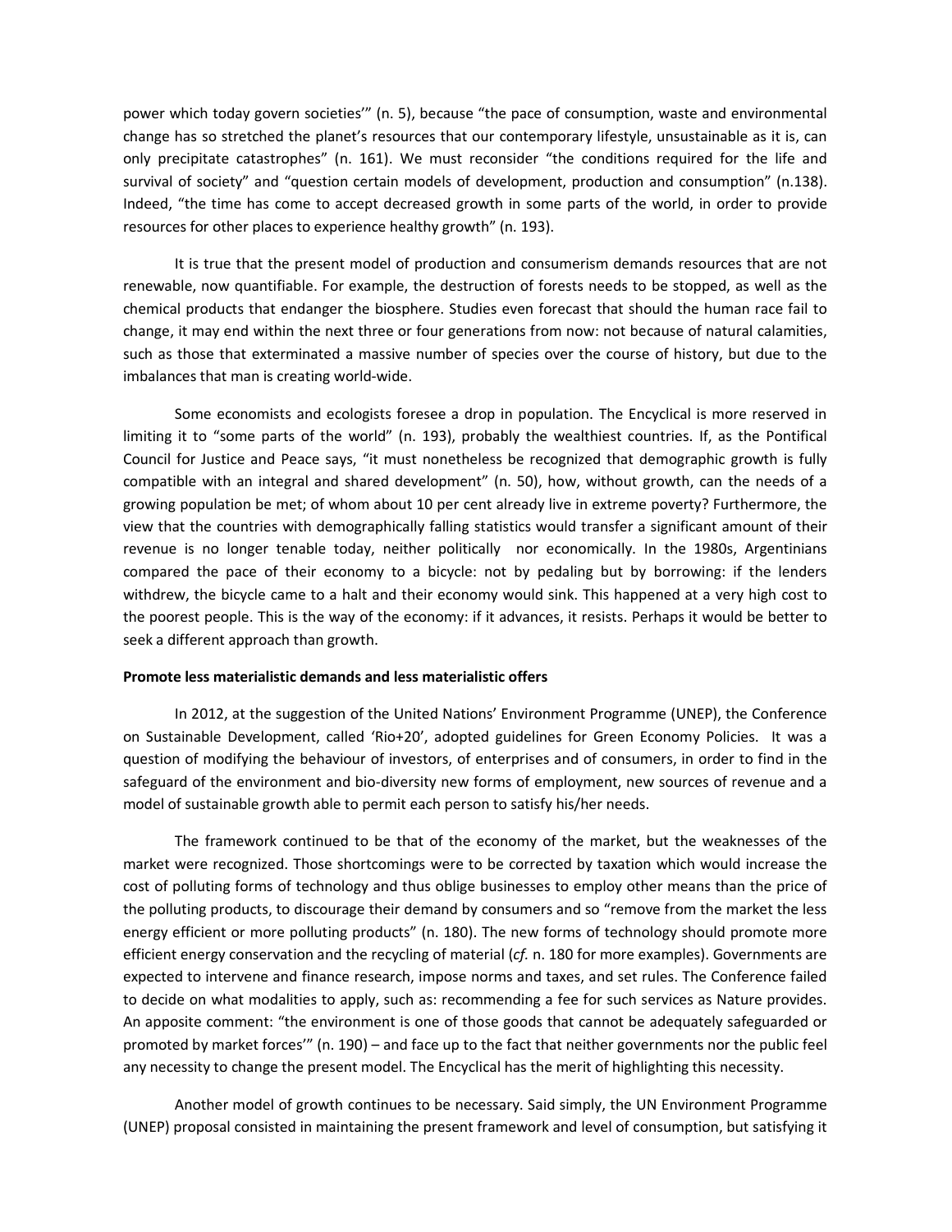power which today govern societies'" (n. 5), because "the pace of consumption, waste and environmental change has so stretched the planet's resources that our contemporary lifestyle, unsustainable as it is, can only precipitate catastrophes" (n. 161). We must reconsider "the conditions required for the life and survival of society" and "question certain models of development, production and consumption" (n.138). Indeed, "the time has come to accept decreased growth in some parts of the world, in order to provide resources for other places to experience healthy growth" (n. 193).

It is true that the present model of production and consumerism demands resources that are not renewable, now quantifiable. For example, the destruction of forests needs to be stopped, as well as the chemical products that endanger the biosphere. Studies even forecast that should the human race fail to change, it may end within the next three or four generations from now: not because of natural calamities, such as those that exterminated a massive number of species over the course of history, but due to the imbalances that man is creating world-wide.

Some economists and ecologists foresee a drop in population. The Encyclical is more reserved in limiting it to "some parts of the world" (n. 193), probably the wealthiest countries. If, as the Pontifical Council for Justice and Peace says, "it must nonetheless be recognized that demographic growth is fully compatible with an integral and shared development" (n. 50), how, without growth, can the needs of a growing population be met; of whom about 10 per cent already live in extreme poverty? Furthermore, the view that the countries with demographically falling statistics would transfer a significant amount of their revenue is no longer tenable today, neither politically nor economically. In the 1980s, Argentinians compared the pace of their economy to a bicycle: not by pedaling but by borrowing: if the lenders withdrew, the bicycle came to a halt and their economy would sink. This happened at a very high cost to the poorest people. This is the way of the economy: if it advances, it resists. Perhaps it would be better to seek a different approach than growth.

**Promote less materialistic demands and less materialistic offers**

In 2012, at the suggestion of the United Nations' Environment Programme (UNEP), the Conference on Sustainable Development, called 'Rio+20', adopted guidelines for Green Economy Policies. It was a question of modifying the behaviour of investors, of enterprises and of consumers, in order to find in the safeguard of the environment and bio-diversity new forms of employment, new sources of revenue and a model of sustainable growth able to permit each person to satisfy his/her needs.

The framework continued to be that of the economy of the market, but the weaknesses of the market were recognized. Those shortcomings were to be corrected by taxation which would increase the cost of polluting forms of technology and thus oblige businesses to employ other means than the price of the polluting products, to discourage their demand by consumers and so "remove from the market the less energy efficient or more polluting products" (n. 180). The new forms of technology should promote more efficient energy conservation and the recycling of material (*cf.* n. 180 for more examples). Governments are expected to intervene and finance research, impose norms and taxes, and set rules. The Conference failed to decide on what modalities to apply, such as: recommending a fee for such services as Nature provides. An apposite comment: "the environment is one of those goods that cannot be adequately safeguarded or promoted by market forces'" (n. 190) – and face up to the fact that neither governments nor the public feel any necessity to change the present model. The Encyclical has the merit of highlighting this necessity.

Another model of growth continues to be necessary. Said simply, the UN Environment Programme (UNEP) proposal consisted in maintaining the present framework and level of consumption, but satisfying it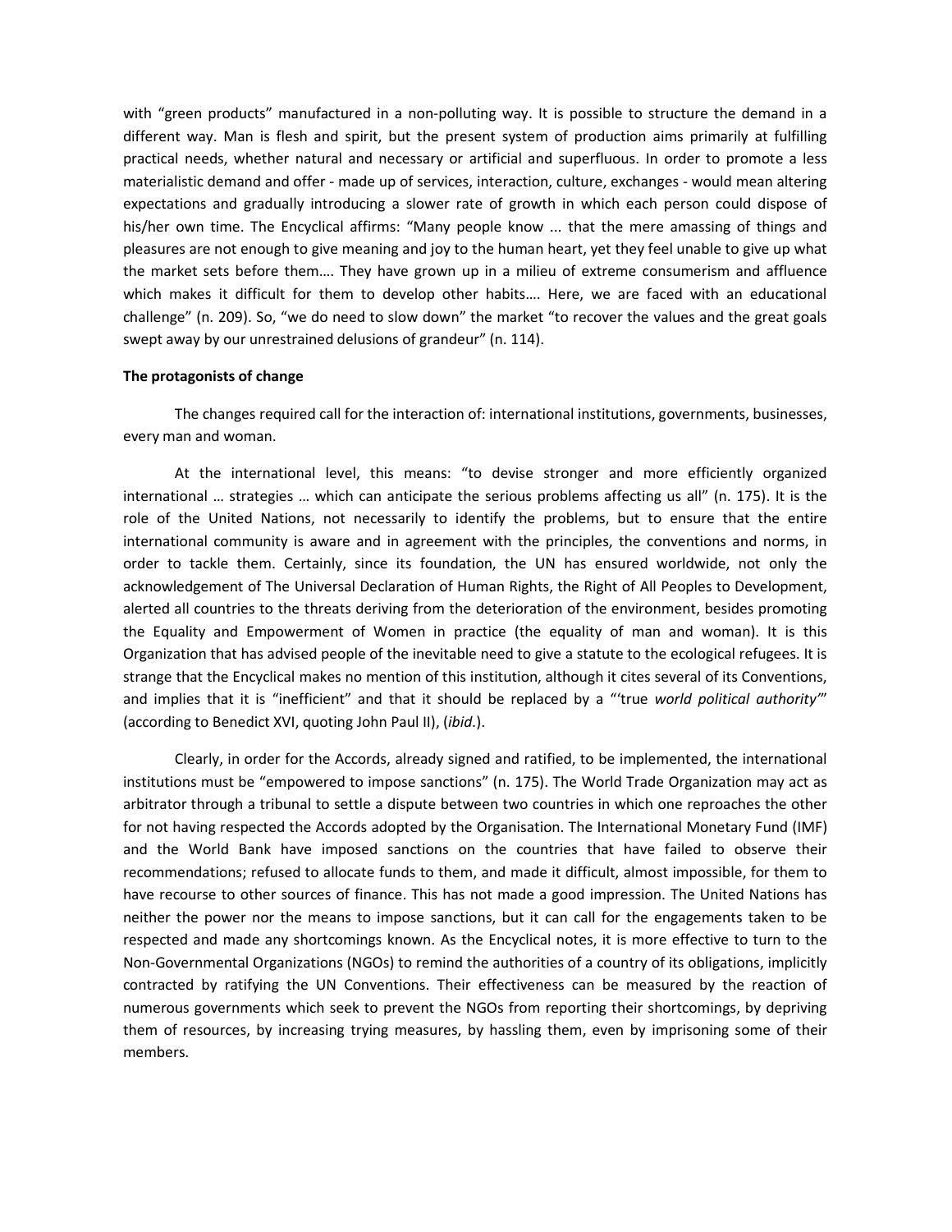with "green products" manufactured in a non-polluting way. It is possible to structure the demand in a different way. Man is flesh and spirit, but the present system of production aims primarily at fulfilling practical needs, whether natural and necessary or artificial and superfluous. In order to promote a less materialistic demand and offer - made up of services, interaction, culture, exchanges - would mean altering expectations and gradually introducing a slower rate of growth in which each person could dispose of his/her own time. The Encyclical affirms: "Many people know ... that the mere amassing of things and pleasures are not enough to give meaning and joy to the human heart, yet they feel unable to give up what the market sets before them…. They have grown up in a milieu of extreme consumerism and affluence which makes it difficult for them to develop other habits…. Here, we are faced with an educational challenge" (n. 209). So, "we do need to slow down" the market "to recover the values and the great goals swept away by our unrestrained delusions of grandeur" (n. 114).

**The protagonists of change**

The changes required call for the interaction of: international institutions, governments, businesses, every man and woman.

At the international level, this means: "to devise stronger and more efficiently organized international … strategies … which can anticipate the serious problems affecting us all" (n. 175). It is the role of the United Nations, not necessarily to identify the problems, but to ensure that the entire international community is aware and in agreement with the principles, the conventions and norms, in order to tackle them. Certainly, since its foundation, the UN has ensured worldwide, not only the acknowledgement of The Universal Declaration of Human Rights, the Right of All Peoples to Development, alerted all countries to the threats deriving from the deterioration of the environment, besides promoting the Equality and Empowerment of Women in practice (the equality of man and woman). It is this Organization that has advised people of the inevitable need to give a statute to the ecological refugees. It is strange that the Encyclical makes no mention of this institution, although it cites several of its Conventions, and implies that it is "inefficient" and that it should be replaced by a "'true *world political authority*'" (according to Benedict XVI, quoting John Paul II), (*ibid.*).

Clearly, in order for the Accords, already signed and ratified, to be implemented, the international institutions must be "empowered to impose sanctions" (n. 175). The World Trade Organization may act as arbitrator through a tribunal to settle a dispute between two countries in which one reproaches the other for not having respected the Accords adopted by the Organisation. The International Monetary Fund (IMF) and the World Bank have imposed sanctions on the countries that have failed to observe their recommendations; refused to allocate funds to them, and made it difficult, almost impossible, for them to have recourse to other sources of finance. This has not made a good impression. The United Nations has neither the power nor the means to impose sanctions, but it can call for the engagements taken to be respected and made any shortcomings known. As the Encyclical notes, it is more effective to turn to the Non-Governmental Organizations (NGOs) to remind the authorities of a country of its obligations, implicitly contracted by ratifying the UN Conventions. Their effectiveness can be measured by the reaction of numerous governments which seek to prevent the NGOs from reporting their shortcomings, by depriving them of resources, by increasing trying measures, by hassling them, even by imprisoning some of their members.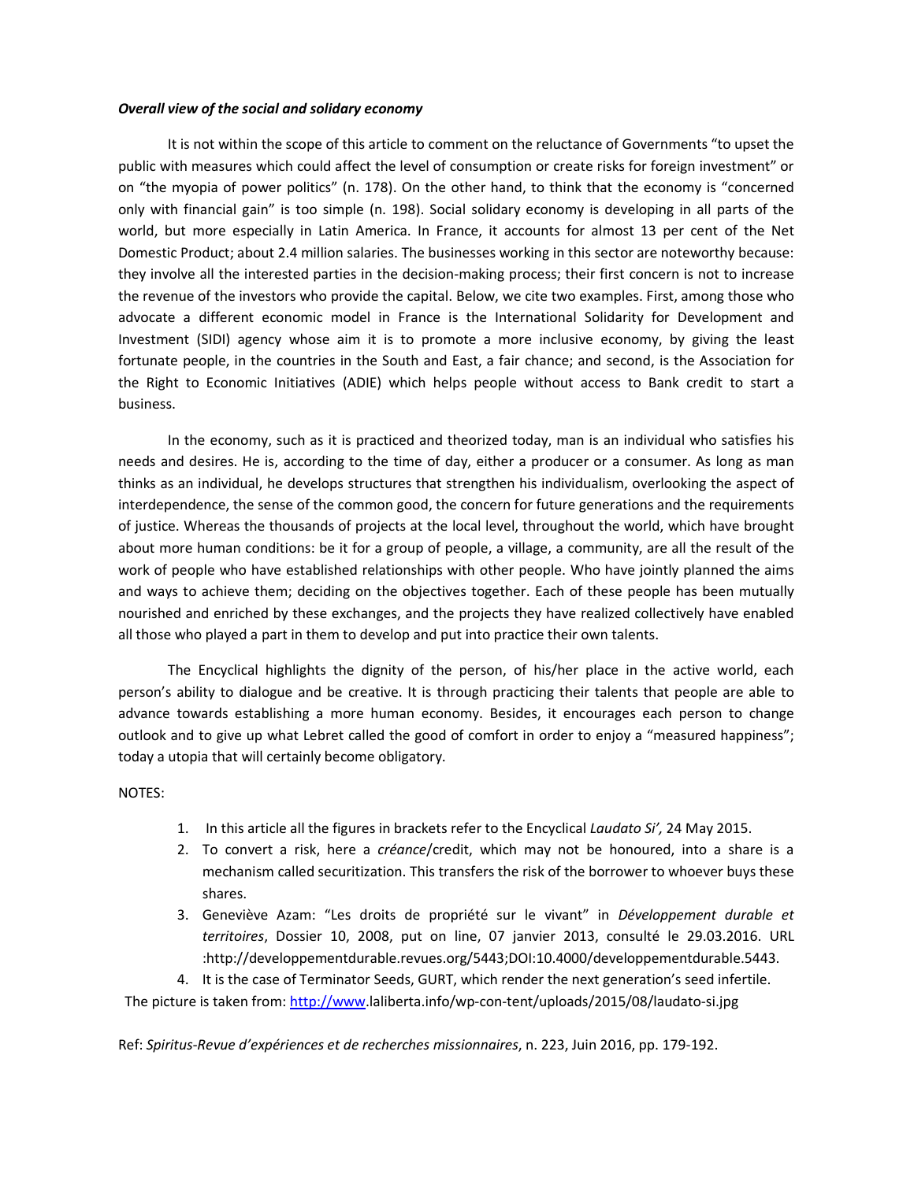***Overall view of the social and solidary economy***

It is not within the scope of this article to comment on the reluctance of Governments "to upset the public with measures which could affect the level of consumption or create risks for foreign investment" or on "the myopia of power politics" (n. 178). On the other hand, to think that the economy is "concerned only with financial gain" is too simple (n. 198). Social solidary economy is developing in all parts of the world, but more especially in Latin America. In France, it accounts for almost 13 per cent of the Net Domestic Product; about 2.4 million salaries. The businesses working in this sector are noteworthy because: they involve all the interested parties in the decision-making process; their first concern is not to increase the revenue of the investors who provide the capital. Below, we cite two examples. First, among those who advocate a different economic model in France is the International Solidarity for Development and Investment (SIDI) agency whose aim it is to promote a more inclusive economy, by giving the least fortunate people, in the countries in the South and East, a fair chance; and second, is the Association for the Right to Economic Initiatives (ADIE) which helps people without access to Bank credit to start a business.

In the economy, such as it is practiced and theorized today, man is an individual who satisfies his needs and desires. He is, according to the time of day, either a producer or a consumer. As long as man thinks as an individual, he develops structures that strengthen his individualism, overlooking the aspect of interdependence, the sense of the common good, the concern for future generations and the requirements of justice. Whereas the thousands of projects at the local level, throughout the world, which have brought about more human conditions: be it for a group of people, a village, a community, are all the result of the work of people who have established relationships with other people. Who have jointly planned the aims and ways to achieve them; deciding on the objectives together. Each of these people has been mutually nourished and enriched by these exchanges, and the projects they have realized collectively have enabled all those who played a part in them to develop and put into practice their own talents.

The Encyclical highlights the dignity of the person, of his/her place in the active world, each person's ability to dialogue and be creative. It is through practicing their talents that people are able to advance towards establishing a more human economy. Besides, it encourages each person to change outlook and to give up what Lebret called the good of comfort in order to enjoy a "measured happiness"; today a utopia that will certainly become obligatory.

NOTES:

1. In this article all the figures in brackets refer to the Encyclical *Laudato Si',* 24 May 2015.
2. To convert a risk, here a *créance*/credit, which may not be honoured, into a share is a mechanism called securitization. This transfers the risk of the borrower to whoever buys these shares.
3. Geneviève Azam: "Les droits de propriété sur le vivant" in *Développement durable et territoires*, Dossier 10, 2008, put on line, 07 janvier 2013, consulté le 29.03.2016. URL :http://developpementdurable.revues.org/5443;DOI:10.4000/developpementdurable.5443.
4. It is the case of Terminator Seeds, GURT, which render the next generation's seed infertile.

The picture is taken from: http://www.laliberta.info/wp-con-tent/uploads/2015/08/laudato-si.jpg

Ref: *Spiritus-Revue d'expériences et de recherches missionnaires*, n. 223, Juin 2016, pp. 179-192.